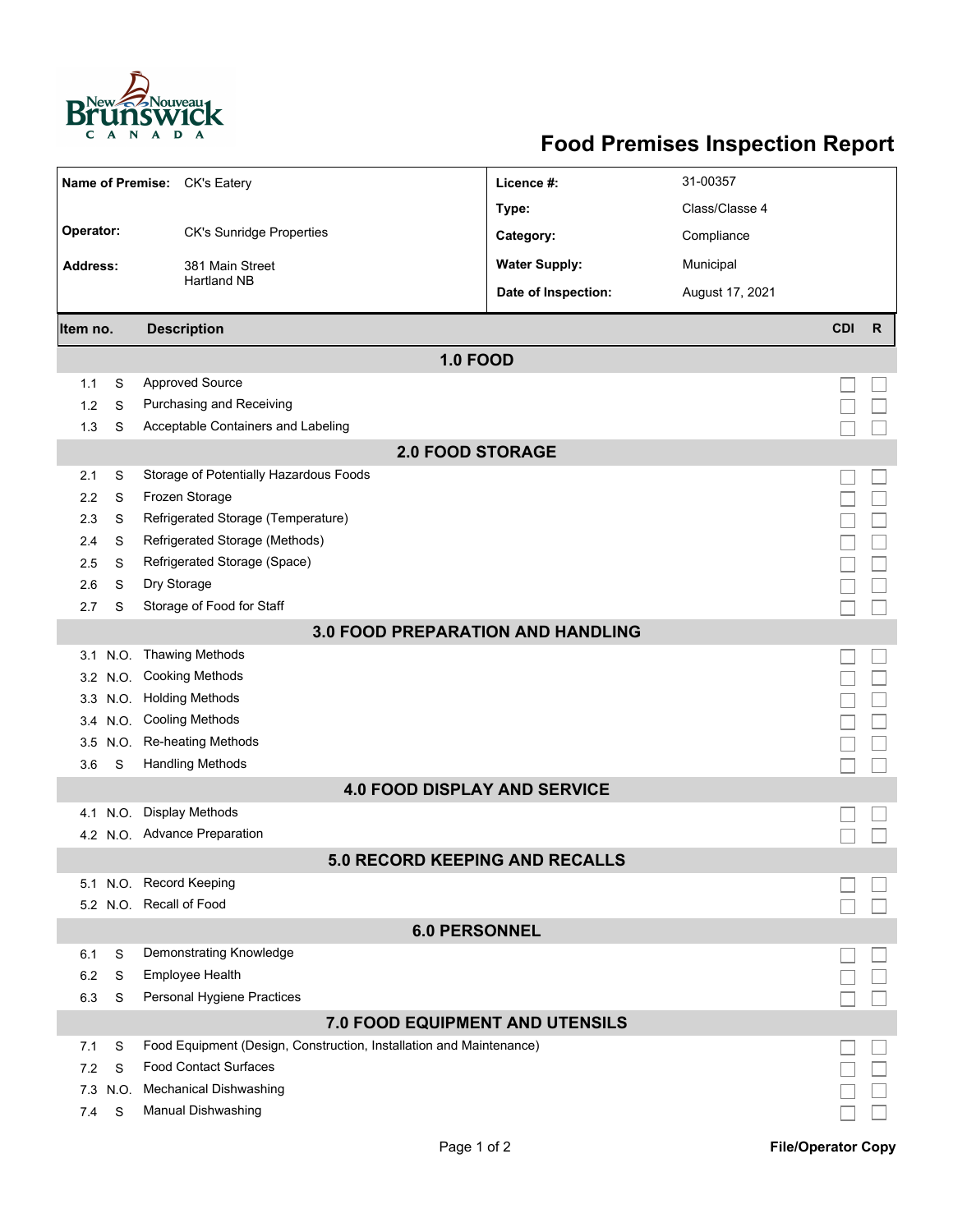# Food Premises Inspection Report

| | | | |
|---|---|---|---|
| **Name of Premise:** | CK's Eatery | **Licence #:** | 31-00357 |
| | | **Type:** | Class/Classe 4 |
| **Operator:** | CK's Sunridge Properties | **Category:** | Compliance |
| **Address:** | 381 Main Street<br>Hartland NB | **Water Supply:** | Municipal |
| | | **Date of Inspection:** | August 17, 2021 |

| Item no. | | Description | CDI | R |
|---|---|---|---|---|
| **1.0 FOOD** | | | | |
| 1.1 | S | Approved Source | ☐ | ☐ |
| 1.2 | S | Purchasing and Receiving | ☐ | ☐ |
| 1.3 | S | Acceptable Containers and Labeling | ☐ | ☐ |
| **2.0 FOOD STORAGE** | | | | |
| 2.1 | S | Storage of Potentially Hazardous Foods | ☐ | ☐ |
| 2.2 | S | Frozen Storage | ☐ | ☐ |
| 2.3 | S | Refrigerated Storage (Temperature) | ☐ | ☐ |
| 2.4 | S | Refrigerated Storage (Methods) | ☐ | ☐ |
| 2.5 | S | Refrigerated Storage (Space) | ☐ | ☐ |
| 2.6 | S | Dry Storage | ☐ | ☐ |
| 2.7 | S | Storage of Food for Staff | ☐ | ☐ |
| **3.0 FOOD PREPARATION AND HANDLING** | | | | |
| 3.1 | N.O. | Thawing Methods | ☐ | ☐ |
| 3.2 | N.O. | Cooking Methods | ☐ | ☐ |
| 3.3 | N.O. | Holding Methods | ☐ | ☐ |
| 3.4 | N.O. | Cooling Methods | ☐ | ☐ |
| 3.5 | N.O. | Re-heating Methods | ☐ | ☐ |
| 3.6 | S | Handling Methods | ☐ | ☐ |
| **4.0 FOOD DISPLAY AND SERVICE** | | | | |
| 4.1 | N.O. | Display Methods | ☐ | ☐ |
| 4.2 | N.O. | Advance Preparation | ☐ | ☐ |
| **5.0 RECORD KEEPING AND RECALLS** | | | | |
| 5.1 | N.O. | Record Keeping | ☐ | ☐ |
| 5.2 | N.O. | Recall of Food | ☐ | ☐ |
| **6.0 PERSONNEL** | | | | |
| 6.1 | S | Demonstrating Knowledge | ☐ | ☐ |
| 6.2 | S | Employee Health | ☐ | ☐ |
| 6.3 | S | Personal Hygiene Practices | ☐ | ☐ |
| **7.0 FOOD EQUIPMENT AND UTENSILS** | | | | |
| 7.1 | S | Food Equipment (Design, Construction, Installation and Maintenance) | ☐ | ☐ |
| 7.2 | S | Food Contact Surfaces | ☐ | ☐ |
| 7.3 | N.O. | Mechanical Dishwashing | ☐ | ☐ |
| 7.4 | S | Manual Dishwashing | ☐ | ☐ |

File/Operator Copy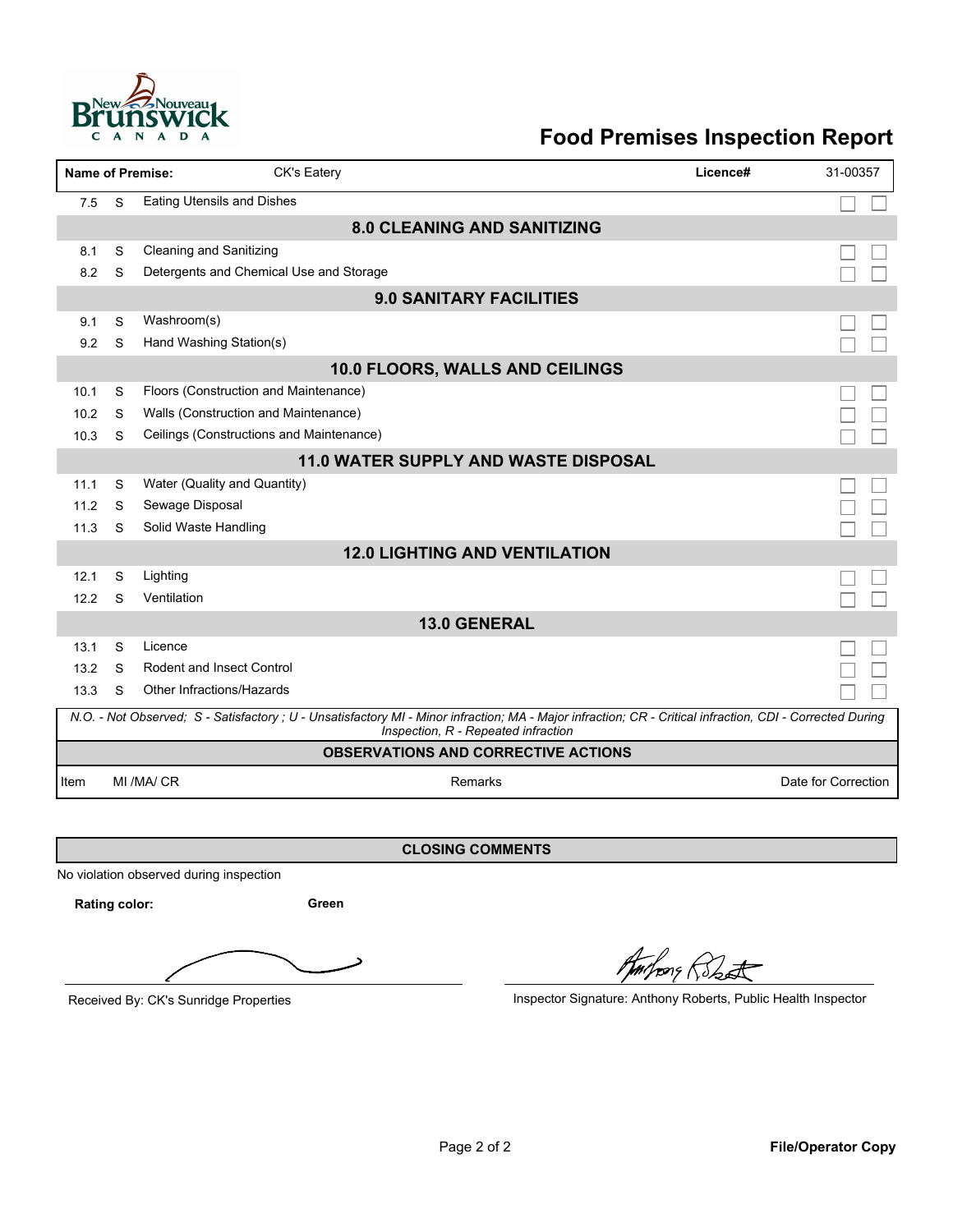# Food Premises Inspection Report

| Name of Premise: | CK's Eatery | Licence# | 31-00357 |
|---|---|---|---|

| | | | | |
|---|---|---|---|---|
| 7.5 | S | Eating Utensils and Dishes | ☐ | ☐ |
| **8.0 CLEANING AND SANITIZING** | | | | |
| 8.1 | S | Cleaning and Sanitizing | ☐ | ☐ |
| 8.2 | S | Detergents and Chemical Use and Storage | ☐ | ☐ |
| **9.0 SANITARY FACILITIES** | | | | |
| 9.1 | S | Washroom(s) | ☐ | ☐ |
| 9.2 | S | Hand Washing Station(s) | ☐ | ☐ |
| **10.0 FLOORS, WALLS AND CEILINGS** | | | | |
| 10.1 | S | Floors (Construction and Maintenance) | ☐ | ☐ |
| 10.2 | S | Walls (Construction and Maintenance) | ☐ | ☐ |
| 10.3 | S | Ceilings (Constructions and Maintenance) | ☐ | ☐ |
| **11.0 WATER SUPPLY AND WASTE DISPOSAL** | | | | |
| 11.1 | S | Water (Quality and Quantity) | ☐ | ☐ |
| 11.2 | S | Sewage Disposal | ☐ | ☐ |
| 11.3 | S | Solid Waste Handling | ☐ | ☐ |
| **12.0 LIGHTING AND VENTILATION** | | | | |
| 12.1 | S | Lighting | ☐ | ☐ |
| 12.2 | S | Ventilation | ☐ | ☐ |
| **13.0 GENERAL** | | | | |
| 13.1 | S | Licence | ☐ | ☐ |
| 13.2 | S | Rodent and Insect Control | ☐ | ☐ |
| 13.3 | S | Other Infractions/Hazards | ☐ | ☐ |

*N.O. - Not Observed; S - Satisfactory ; U - Unsatisfactory MI - Minor infraction; MA - Major infraction; CR - Critical infraction, CDI - Corrected During Inspection, R - Repeated infraction*

## OBSERVATIONS AND CORRECTIVE ACTIONS

| Item | MI /MA/ CR | Remarks | Date for Correction |
|---|---|---|---|

## CLOSING COMMENTS

No violation observed during inspection

**Rating color:** **Green**

Received By: CK's Sunridge Properties

Inspector Signature: Anthony Roberts, Public Health Inspector

**File/Operator Copy**